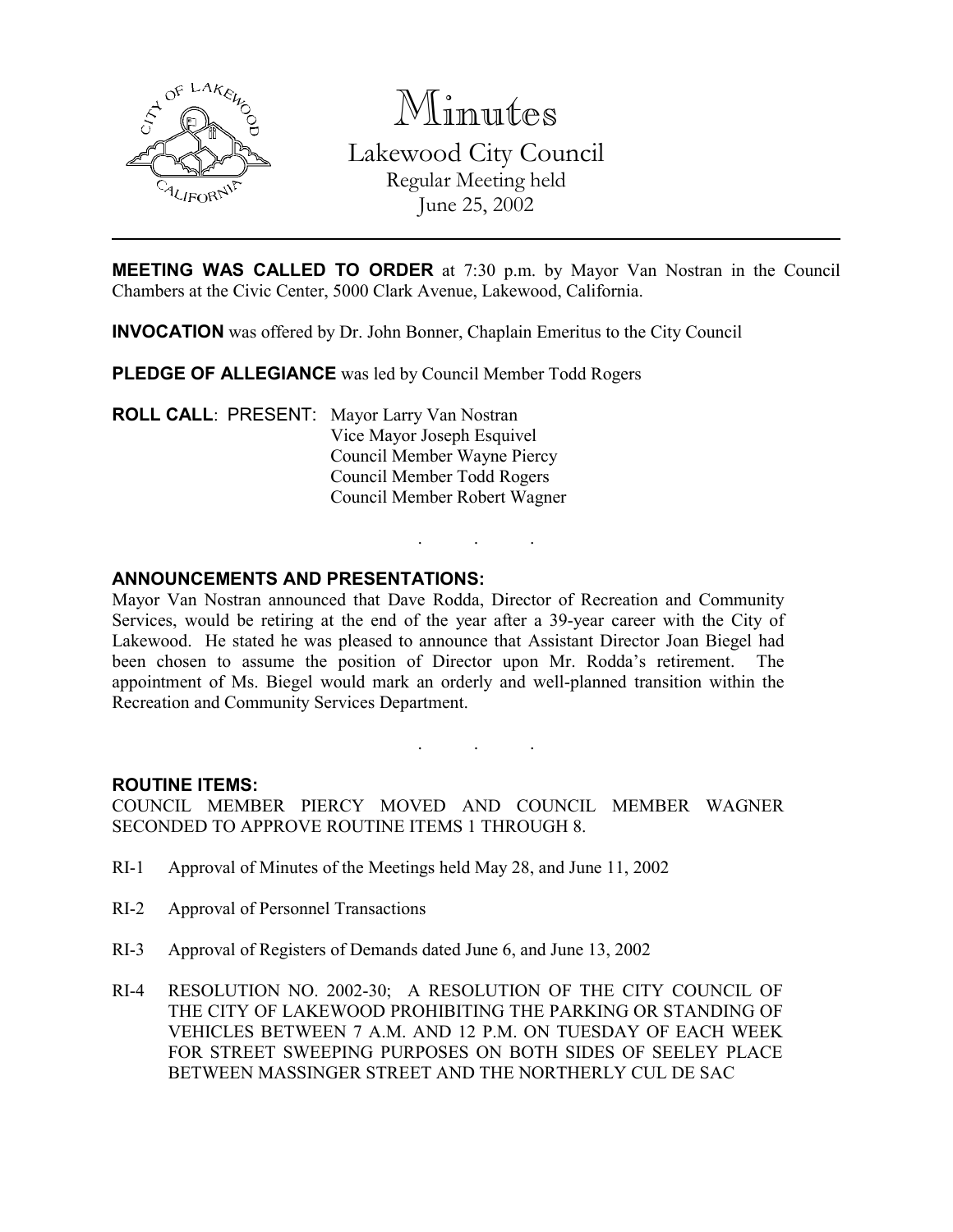# Minutes

Lakewood City Council
Regular Meeting held
June 25, 2002

---

**MEETING WAS CALLED TO ORDER** at 7:30 p.m. by Mayor Van Nostran in the Council Chambers at the Civic Center, 5000 Clark Avenue, Lakewood, California.

**INVOCATION** was offered by Dr. John Bonner, Chaplain Emeritus to the City Council

**PLEDGE OF ALLEGIANCE** was led by Council Member Todd Rogers

**ROLL CALL**: PRESENT: Mayor Larry Van Nostran
Vice Mayor Joseph Esquivel
Council Member Wayne Piercy
Council Member Todd Rogers
Council Member Robert Wagner

. . .

**ANNOUNCEMENTS AND PRESENTATIONS:**

Mayor Van Nostran announced that Dave Rodda, Director of Recreation and Community Services, would be retiring at the end of the year after a 39-year career with the City of Lakewood. He stated he was pleased to announce that Assistant Director Joan Biegel had been chosen to assume the position of Director upon Mr. Rodda's retirement. The appointment of Ms. Biegel would mark an orderly and well-planned transition within the Recreation and Community Services Department.

. . .

**ROUTINE ITEMS:**

COUNCIL MEMBER PIERCY MOVED AND COUNCIL MEMBER WAGNER SECONDED TO APPROVE ROUTINE ITEMS 1 THROUGH 8.

RI-1 Approval of Minutes of the Meetings held May 28, and June 11, 2002

RI-2 Approval of Personnel Transactions

RI-3 Approval of Registers of Demands dated June 6, and June 13, 2002

RI-4 RESOLUTION NO. 2002-30; A RESOLUTION OF THE CITY COUNCIL OF THE CITY OF LAKEWOOD PROHIBITING THE PARKING OR STANDING OF VEHICLES BETWEEN 7 A.M. AND 12 P.M. ON TUESDAY OF EACH WEEK FOR STREET SWEEPING PURPOSES ON BOTH SIDES OF SEELEY PLACE BETWEEN MASSINGER STREET AND THE NORTHERLY CUL DE SAC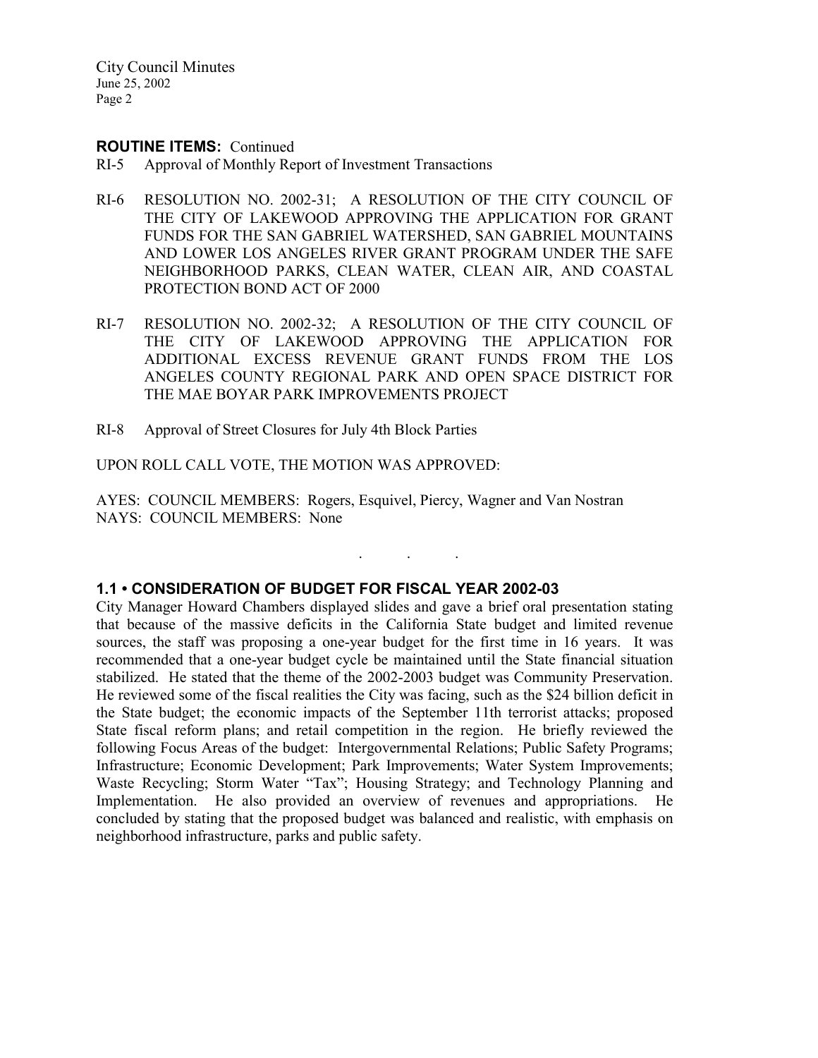**ROUTINE ITEMS:** Continued

RI-5 Approval of Monthly Report of Investment Transactions

RI-6 RESOLUTION NO. 2002-31; A RESOLUTION OF THE CITY COUNCIL OF THE CITY OF LAKEWOOD APPROVING THE APPLICATION FOR GRANT FUNDS FOR THE SAN GABRIEL WATERSHED, SAN GABRIEL MOUNTAINS AND LOWER LOS ANGELES RIVER GRANT PROGRAM UNDER THE SAFE NEIGHBORHOOD PARKS, CLEAN WATER, CLEAN AIR, AND COASTAL PROTECTION BOND ACT OF 2000

RI-7 RESOLUTION NO. 2002-32; A RESOLUTION OF THE CITY COUNCIL OF THE CITY OF LAKEWOOD APPROVING THE APPLICATION FOR ADDITIONAL EXCESS REVENUE GRANT FUNDS FROM THE LOS ANGELES COUNTY REGIONAL PARK AND OPEN SPACE DISTRICT FOR THE MAE BOYAR PARK IMPROVEMENTS PROJECT

RI-8 Approval of Street Closures for July 4th Block Parties

UPON ROLL CALL VOTE, THE MOTION WAS APPROVED:

AYES: COUNCIL MEMBERS: Rogers, Esquivel, Piercy, Wagner and Van Nostran
NAYS: COUNCIL MEMBERS: None

. . .

### 1.1 • CONSIDERATION OF BUDGET FOR FISCAL YEAR 2002-03

City Manager Howard Chambers displayed slides and gave a brief oral presentation stating that because of the massive deficits in the California State budget and limited revenue sources, the staff was proposing a one-year budget for the first time in 16 years. It was recommended that a one-year budget cycle be maintained until the State financial situation stabilized. He stated that the theme of the 2002-2003 budget was Community Preservation. He reviewed some of the fiscal realities the City was facing, such as the $24 billion deficit in the State budget; the economic impacts of the September 11th terrorist attacks; proposed State fiscal reform plans; and retail competition in the region. He briefly reviewed the following Focus Areas of the budget: Intergovernmental Relations; Public Safety Programs; Infrastructure; Economic Development; Park Improvements; Water System Improvements; Waste Recycling; Storm Water "Tax"; Housing Strategy; and Technology Planning and Implementation. He also provided an overview of revenues and appropriations. He concluded by stating that the proposed budget was balanced and realistic, with emphasis on neighborhood infrastructure, parks and public safety.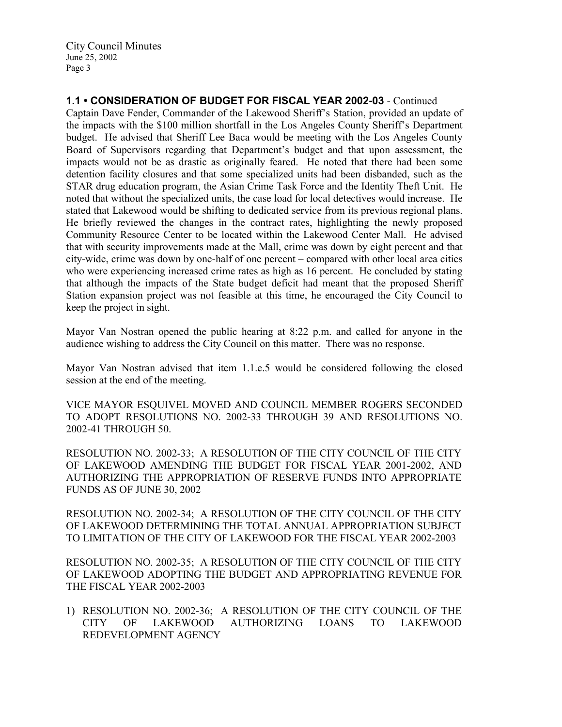**1.1 • CONSIDERATION OF BUDGET FOR FISCAL YEAR 2002-03** - Continued

Captain Dave Fender, Commander of the Lakewood Sheriff's Station, provided an update of the impacts with the $100 million shortfall in the Los Angeles County Sheriff's Department budget. He advised that Sheriff Lee Baca would be meeting with the Los Angeles County Board of Supervisors regarding that Department's budget and that upon assessment, the impacts would not be as drastic as originally feared. He noted that there had been some detention facility closures and that some specialized units had been disbanded, such as the STAR drug education program, the Asian Crime Task Force and the Identity Theft Unit. He noted that without the specialized units, the case load for local detectives would increase. He stated that Lakewood would be shifting to dedicated service from its previous regional plans. He briefly reviewed the changes in the contract rates, highlighting the newly proposed Community Resource Center to be located within the Lakewood Center Mall. He advised that with security improvements made at the Mall, crime was down by eight percent and that city-wide, crime was down by one-half of one percent – compared with other local area cities who were experiencing increased crime rates as high as 16 percent. He concluded by stating that although the impacts of the State budget deficit had meant that the proposed Sheriff Station expansion project was not feasible at this time, he encouraged the City Council to keep the project in sight.

Mayor Van Nostran opened the public hearing at 8:22 p.m. and called for anyone in the audience wishing to address the City Council on this matter. There was no response.

Mayor Van Nostran advised that item 1.1.e.5 would be considered following the closed session at the end of the meeting.

VICE MAYOR ESQUIVEL MOVED AND COUNCIL MEMBER ROGERS SECONDED TO ADOPT RESOLUTIONS NO. 2002-33 THROUGH 39 AND RESOLUTIONS NO. 2002-41 THROUGH 50.

RESOLUTION NO. 2002-33; A RESOLUTION OF THE CITY COUNCIL OF THE CITY OF LAKEWOOD AMENDING THE BUDGET FOR FISCAL YEAR 2001-2002, AND AUTHORIZING THE APPROPRIATION OF RESERVE FUNDS INTO APPROPRIATE FUNDS AS OF JUNE 30, 2002

RESOLUTION NO. 2002-34; A RESOLUTION OF THE CITY COUNCIL OF THE CITY OF LAKEWOOD DETERMINING THE TOTAL ANNUAL APPROPRIATION SUBJECT TO LIMITATION OF THE CITY OF LAKEWOOD FOR THE FISCAL YEAR 2002-2003

RESOLUTION NO. 2002-35; A RESOLUTION OF THE CITY COUNCIL OF THE CITY OF LAKEWOOD ADOPTING THE BUDGET AND APPROPRIATING REVENUE FOR THE FISCAL YEAR 2002-2003

1) RESOLUTION NO. 2002-36; A RESOLUTION OF THE CITY COUNCIL OF THE CITY OF LAKEWOOD AUTHORIZING LOANS TO LAKEWOOD REDEVELOPMENT AGENCY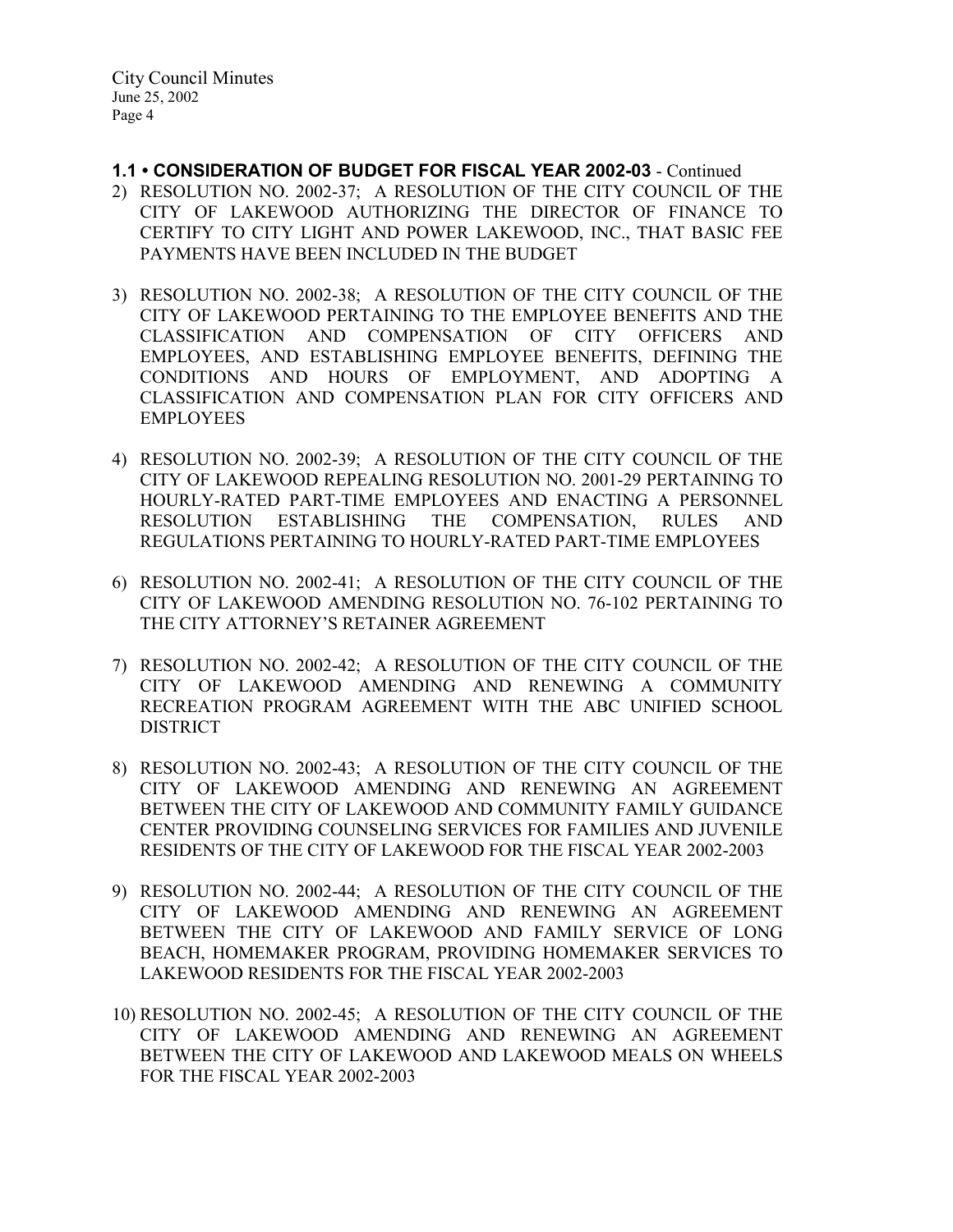**1.1 • CONSIDERATION OF BUDGET FOR FISCAL YEAR 2002-03** - Continued

2) RESOLUTION NO. 2002-37; A RESOLUTION OF THE CITY COUNCIL OF THE CITY OF LAKEWOOD AUTHORIZING THE DIRECTOR OF FINANCE TO CERTIFY TO CITY LIGHT AND POWER LAKEWOOD, INC., THAT BASIC FEE PAYMENTS HAVE BEEN INCLUDED IN THE BUDGET

3) RESOLUTION NO. 2002-38; A RESOLUTION OF THE CITY COUNCIL OF THE CITY OF LAKEWOOD PERTAINING TO THE EMPLOYEE BENEFITS AND THE CLASSIFICATION AND COMPENSATION OF CITY OFFICERS AND EMPLOYEES, AND ESTABLISHING EMPLOYEE BENEFITS, DEFINING THE CONDITIONS AND HOURS OF EMPLOYMENT, AND ADOPTING A CLASSIFICATION AND COMPENSATION PLAN FOR CITY OFFICERS AND EMPLOYEES

4) RESOLUTION NO. 2002-39; A RESOLUTION OF THE CITY COUNCIL OF THE CITY OF LAKEWOOD REPEALING RESOLUTION NO. 2001-29 PERTAINING TO HOURLY-RATED PART-TIME EMPLOYEES AND ENACTING A PERSONNEL RESOLUTION ESTABLISHING THE COMPENSATION, RULES AND REGULATIONS PERTAINING TO HOURLY-RATED PART-TIME EMPLOYEES

6) RESOLUTION NO. 2002-41; A RESOLUTION OF THE CITY COUNCIL OF THE CITY OF LAKEWOOD AMENDING RESOLUTION NO. 76-102 PERTAINING TO THE CITY ATTORNEY'S RETAINER AGREEMENT

7) RESOLUTION NO. 2002-42; A RESOLUTION OF THE CITY COUNCIL OF THE CITY OF LAKEWOOD AMENDING AND RENEWING A COMMUNITY RECREATION PROGRAM AGREEMENT WITH THE ABC UNIFIED SCHOOL DISTRICT

8) RESOLUTION NO. 2002-43; A RESOLUTION OF THE CITY COUNCIL OF THE CITY OF LAKEWOOD AMENDING AND RENEWING AN AGREEMENT BETWEEN THE CITY OF LAKEWOOD AND COMMUNITY FAMILY GUIDANCE CENTER PROVIDING COUNSELING SERVICES FOR FAMILIES AND JUVENILE RESIDENTS OF THE CITY OF LAKEWOOD FOR THE FISCAL YEAR 2002-2003

9) RESOLUTION NO. 2002-44; A RESOLUTION OF THE CITY COUNCIL OF THE CITY OF LAKEWOOD AMENDING AND RENEWING AN AGREEMENT BETWEEN THE CITY OF LAKEWOOD AND FAMILY SERVICE OF LONG BEACH, HOMEMAKER PROGRAM, PROVIDING HOMEMAKER SERVICES TO LAKEWOOD RESIDENTS FOR THE FISCAL YEAR 2002-2003

10) RESOLUTION NO. 2002-45; A RESOLUTION OF THE CITY COUNCIL OF THE CITY OF LAKEWOOD AMENDING AND RENEWING AN AGREEMENT BETWEEN THE CITY OF LAKEWOOD AND LAKEWOOD MEALS ON WHEELS FOR THE FISCAL YEAR 2002-2003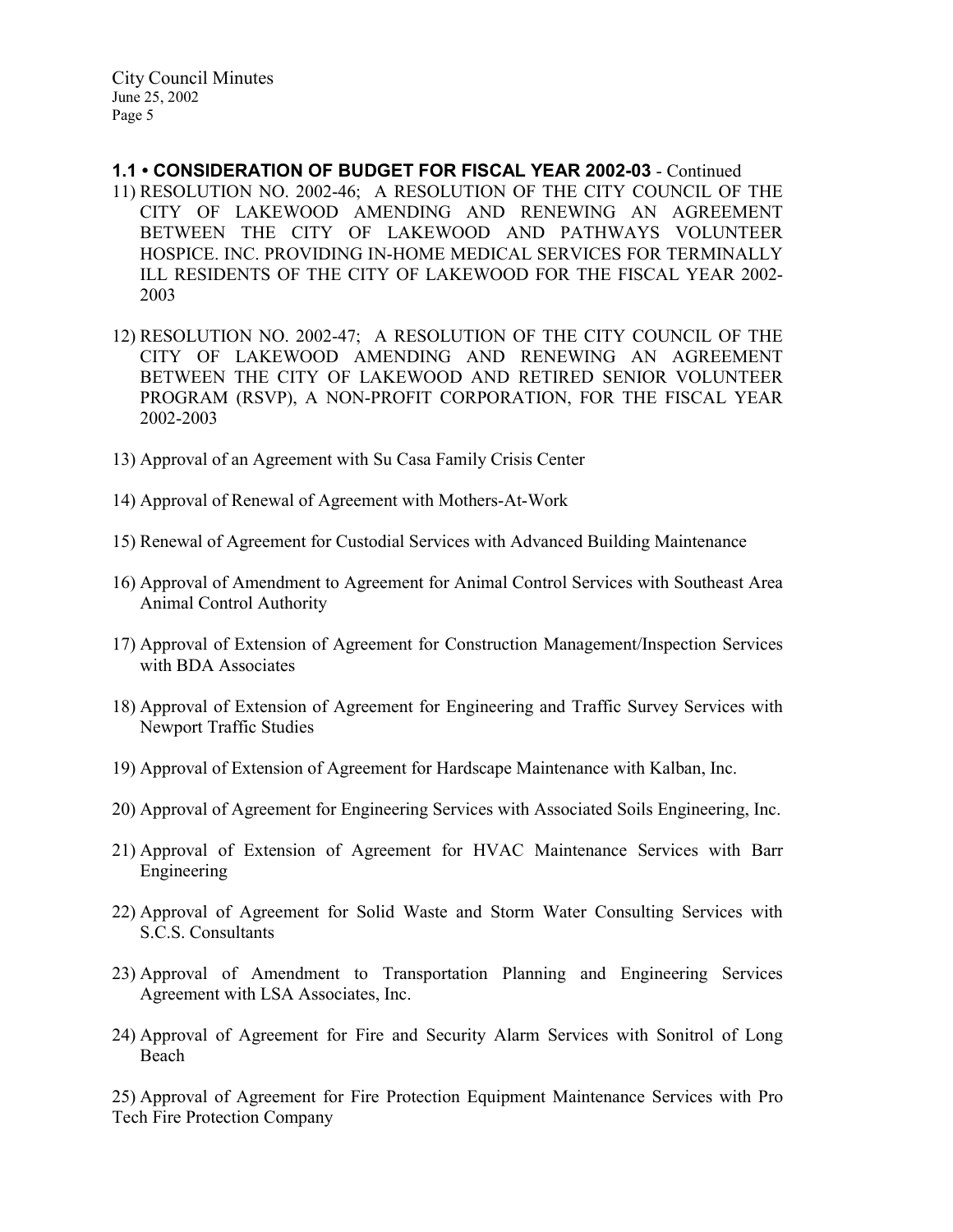**1.1 • CONSIDERATION OF BUDGET FOR FISCAL YEAR 2002-03** - Continued

11) RESOLUTION NO. 2002-46; A RESOLUTION OF THE CITY COUNCIL OF THE CITY OF LAKEWOOD AMENDING AND RENEWING AN AGREEMENT BETWEEN THE CITY OF LAKEWOOD AND PATHWAYS VOLUNTEER HOSPICE. INC. PROVIDING IN-HOME MEDICAL SERVICES FOR TERMINALLY ILL RESIDENTS OF THE CITY OF LAKEWOOD FOR THE FISCAL YEAR 2002-2003

12) RESOLUTION NO. 2002-47; A RESOLUTION OF THE CITY COUNCIL OF THE CITY OF LAKEWOOD AMENDING AND RENEWING AN AGREEMENT BETWEEN THE CITY OF LAKEWOOD AND RETIRED SENIOR VOLUNTEER PROGRAM (RSVP), A NON-PROFIT CORPORATION, FOR THE FISCAL YEAR 2002-2003

13) Approval of an Agreement with Su Casa Family Crisis Center

14) Approval of Renewal of Agreement with Mothers-At-Work

15) Renewal of Agreement for Custodial Services with Advanced Building Maintenance

16) Approval of Amendment to Agreement for Animal Control Services with Southeast Area Animal Control Authority

17) Approval of Extension of Agreement for Construction Management/Inspection Services with BDA Associates

18) Approval of Extension of Agreement for Engineering and Traffic Survey Services with Newport Traffic Studies

19) Approval of Extension of Agreement for Hardscape Maintenance with Kalban, Inc.

20) Approval of Agreement for Engineering Services with Associated Soils Engineering, Inc.

21) Approval of Extension of Agreement for HVAC Maintenance Services with Barr Engineering

22) Approval of Agreement for Solid Waste and Storm Water Consulting Services with S.C.S. Consultants

23) Approval of Amendment to Transportation Planning and Engineering Services Agreement with LSA Associates, Inc.

24) Approval of Agreement for Fire and Security Alarm Services with Sonitrol of Long Beach

25) Approval of Agreement for Fire Protection Equipment Maintenance Services with Pro Tech Fire Protection Company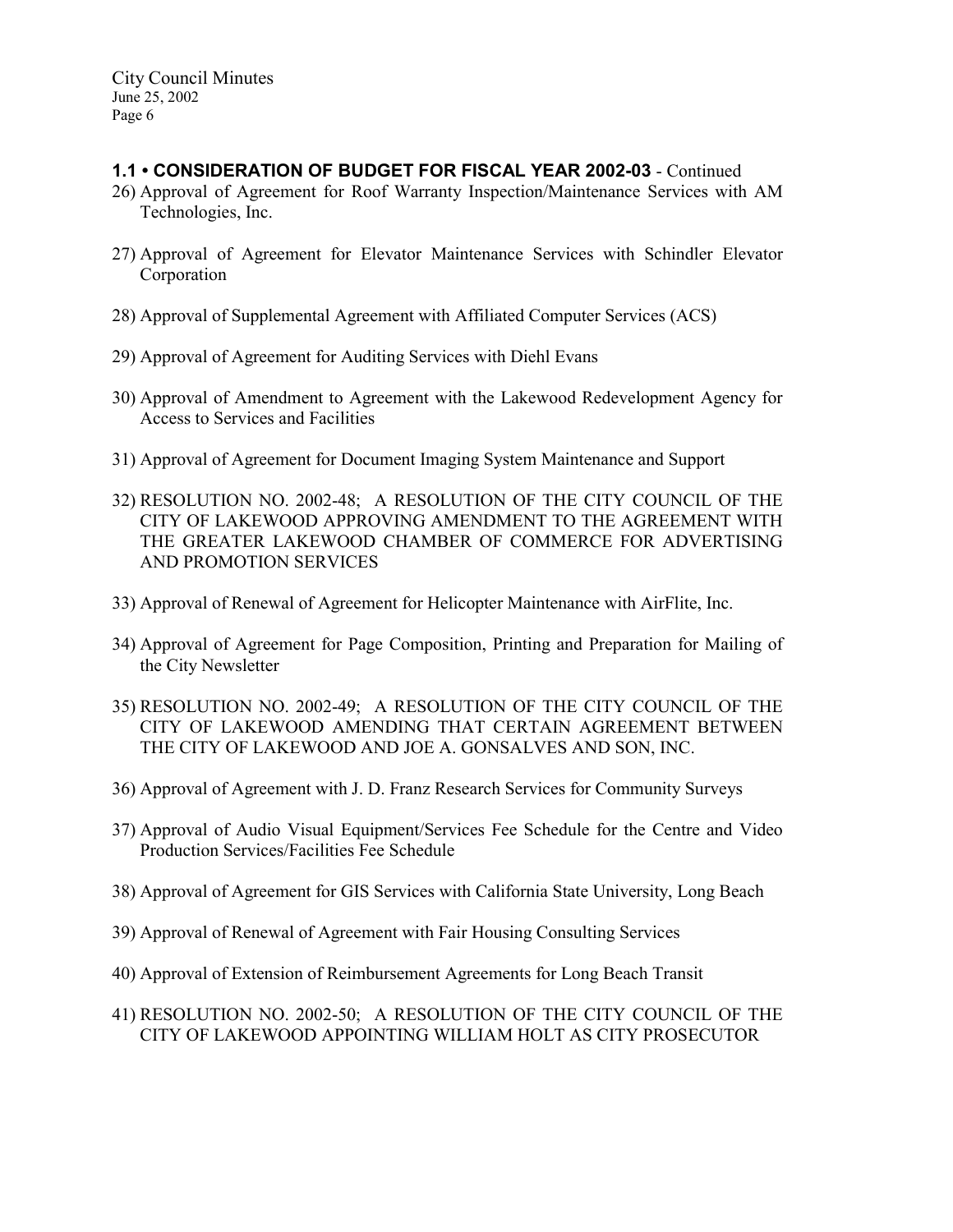**1.1 • CONSIDERATION OF BUDGET FOR FISCAL YEAR 2002-03** - Continued

26) Approval of Agreement for Roof Warranty Inspection/Maintenance Services with AM Technologies, Inc.

27) Approval of Agreement for Elevator Maintenance Services with Schindler Elevator Corporation

28) Approval of Supplemental Agreement with Affiliated Computer Services (ACS)

29) Approval of Agreement for Auditing Services with Diehl Evans

30) Approval of Amendment to Agreement with the Lakewood Redevelopment Agency for Access to Services and Facilities

31) Approval of Agreement for Document Imaging System Maintenance and Support

32) RESOLUTION NO. 2002-48; A RESOLUTION OF THE CITY COUNCIL OF THE CITY OF LAKEWOOD APPROVING AMENDMENT TO THE AGREEMENT WITH THE GREATER LAKEWOOD CHAMBER OF COMMERCE FOR ADVERTISING AND PROMOTION SERVICES

33) Approval of Renewal of Agreement for Helicopter Maintenance with AirFlite, Inc.

34) Approval of Agreement for Page Composition, Printing and Preparation for Mailing of the City Newsletter

35) RESOLUTION NO. 2002-49; A RESOLUTION OF THE CITY COUNCIL OF THE CITY OF LAKEWOOD AMENDING THAT CERTAIN AGREEMENT BETWEEN THE CITY OF LAKEWOOD AND JOE A. GONSALVES AND SON, INC.

36) Approval of Agreement with J. D. Franz Research Services for Community Surveys

37) Approval of Audio Visual Equipment/Services Fee Schedule for the Centre and Video Production Services/Facilities Fee Schedule

38) Approval of Agreement for GIS Services with California State University, Long Beach

39) Approval of Renewal of Agreement with Fair Housing Consulting Services

40) Approval of Extension of Reimbursement Agreements for Long Beach Transit

41) RESOLUTION NO. 2002-50; A RESOLUTION OF THE CITY COUNCIL OF THE CITY OF LAKEWOOD APPOINTING WILLIAM HOLT AS CITY PROSECUTOR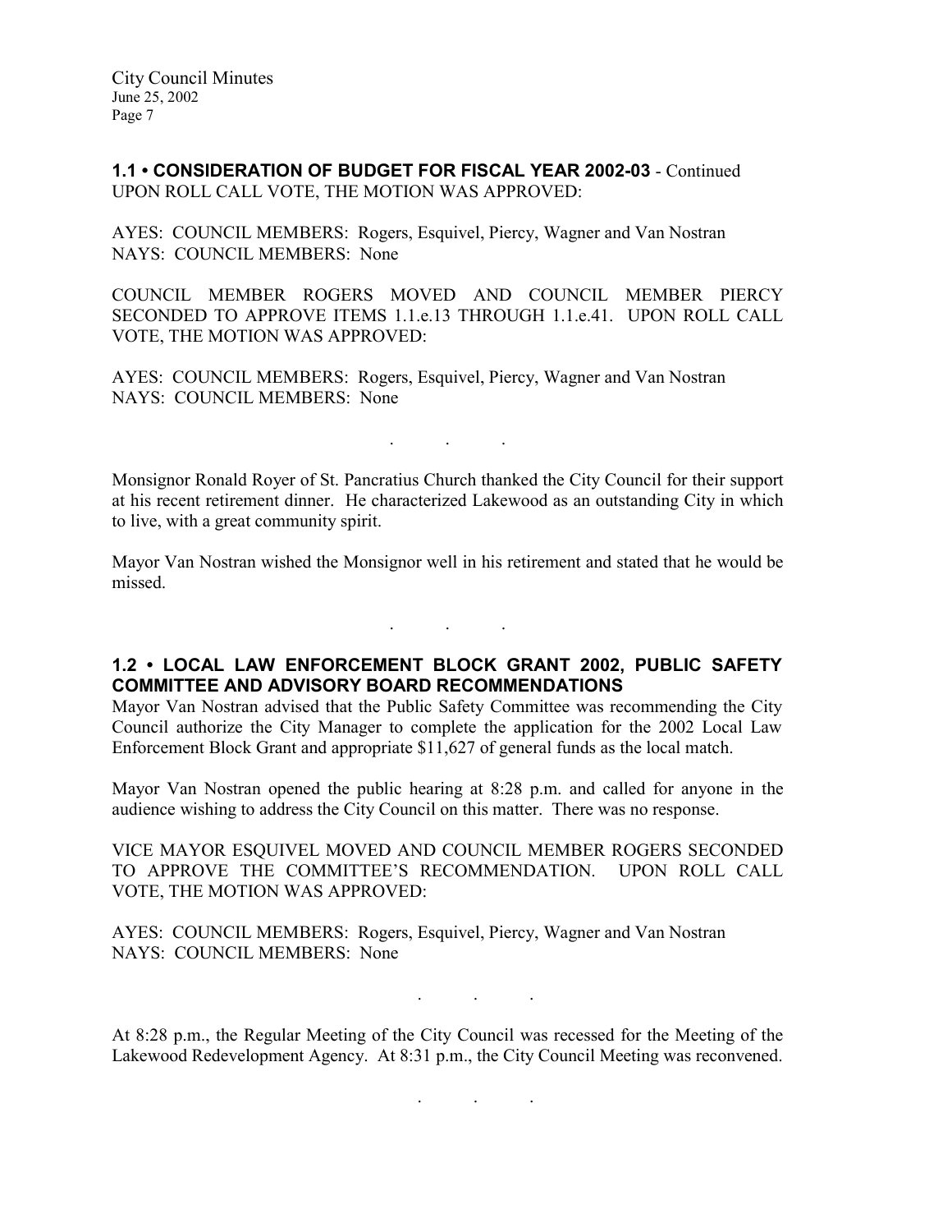**1.1 • CONSIDERATION OF BUDGET FOR FISCAL YEAR 2002-03** - Continued
UPON ROLL CALL VOTE, THE MOTION WAS APPROVED:

AYES: COUNCIL MEMBERS: Rogers, Esquivel, Piercy, Wagner and Van Nostran
NAYS: COUNCIL MEMBERS: None

COUNCIL MEMBER ROGERS MOVED AND COUNCIL MEMBER PIERCY SECONDED TO APPROVE ITEMS 1.1.e.13 THROUGH 1.1.e.41. UPON ROLL CALL VOTE, THE MOTION WAS APPROVED:

AYES: COUNCIL MEMBERS: Rogers, Esquivel, Piercy, Wagner and Van Nostran
NAYS: COUNCIL MEMBERS: None

. . .

Monsignor Ronald Royer of St. Pancratius Church thanked the City Council for their support at his recent retirement dinner. He characterized Lakewood as an outstanding City in which to live, with a great community spirit.

Mayor Van Nostran wished the Monsignor well in his retirement and stated that he would be missed.

. . .

**1.2 • LOCAL LAW ENFORCEMENT BLOCK GRANT 2002, PUBLIC SAFETY COMMITTEE AND ADVISORY BOARD RECOMMENDATIONS**

Mayor Van Nostran advised that the Public Safety Committee was recommending the City Council authorize the City Manager to complete the application for the 2002 Local Law Enforcement Block Grant and appropriate $11,627 of general funds as the local match.

Mayor Van Nostran opened the public hearing at 8:28 p.m. and called for anyone in the audience wishing to address the City Council on this matter. There was no response.

VICE MAYOR ESQUIVEL MOVED AND COUNCIL MEMBER ROGERS SECONDED TO APPROVE THE COMMITTEE'S RECOMMENDATION. UPON ROLL CALL VOTE, THE MOTION WAS APPROVED:

AYES: COUNCIL MEMBERS: Rogers, Esquivel, Piercy, Wagner and Van Nostran
NAYS: COUNCIL MEMBERS: None

. . .

At 8:28 p.m., the Regular Meeting of the City Council was recessed for the Meeting of the Lakewood Redevelopment Agency. At 8:31 p.m., the City Council Meeting was reconvened.

. . .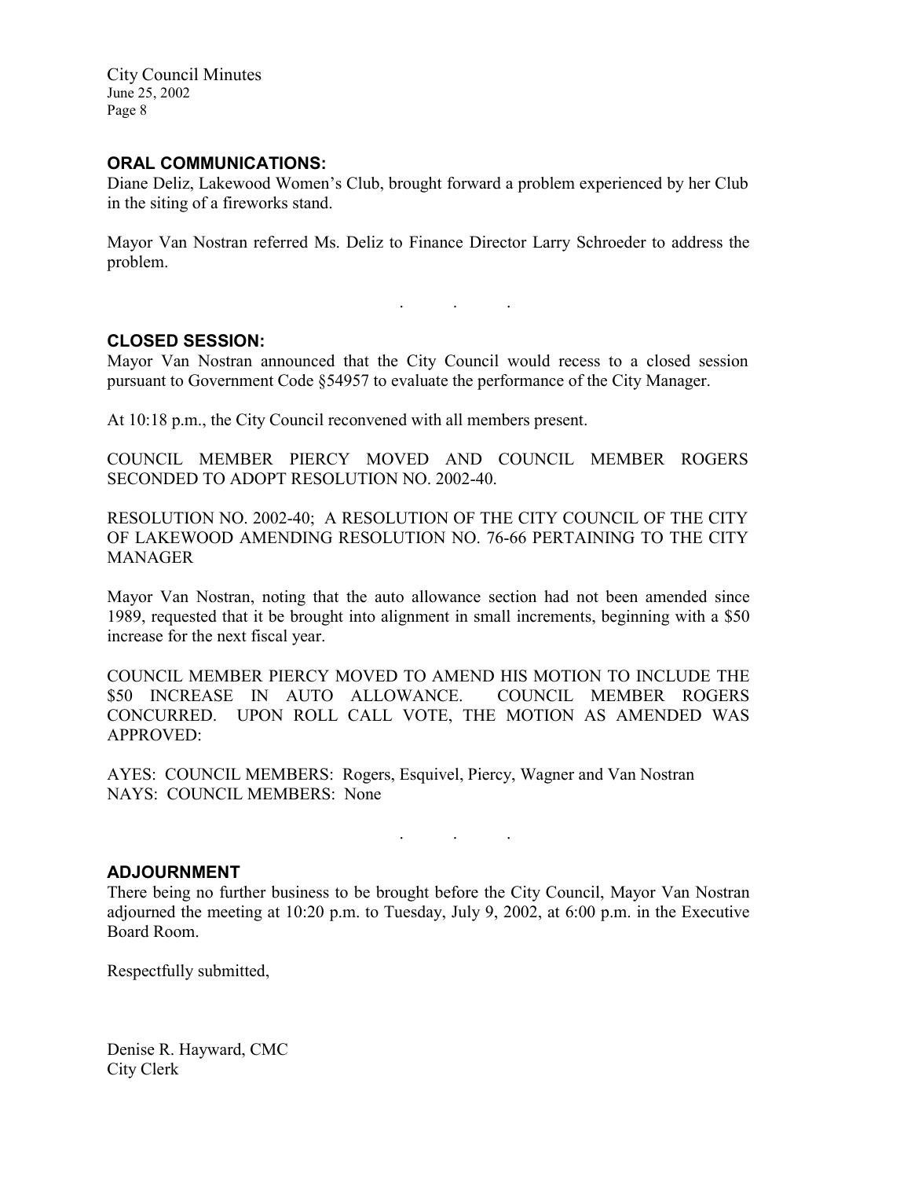**ORAL COMMUNICATIONS:**

Diane Deliz, Lakewood Women's Club, brought forward a problem experienced by her Club in the siting of a fireworks stand.

Mayor Van Nostran referred Ms. Deliz to Finance Director Larry Schroeder to address the problem.

. . .

**CLOSED SESSION:**

Mayor Van Nostran announced that the City Council would recess to a closed session pursuant to Government Code §54957 to evaluate the performance of the City Manager.

At 10:18 p.m., the City Council reconvened with all members present.

COUNCIL MEMBER PIERCY MOVED AND COUNCIL MEMBER ROGERS SECONDED TO ADOPT RESOLUTION NO. 2002-40.

RESOLUTION NO. 2002-40; A RESOLUTION OF THE CITY COUNCIL OF THE CITY OF LAKEWOOD AMENDING RESOLUTION NO. 76-66 PERTAINING TO THE CITY MANAGER

Mayor Van Nostran, noting that the auto allowance section had not been amended since 1989, requested that it be brought into alignment in small increments, beginning with a $50 increase for the next fiscal year.

COUNCIL MEMBER PIERCY MOVED TO AMEND HIS MOTION TO INCLUDE THE $50 INCREASE IN AUTO ALLOWANCE. COUNCIL MEMBER ROGERS CONCURRED. UPON ROLL CALL VOTE, THE MOTION AS AMENDED WAS APPROVED:

AYES: COUNCIL MEMBERS: Rogers, Esquivel, Piercy, Wagner and Van Nostran
NAYS: COUNCIL MEMBERS: None

. . .

**ADJOURNMENT**

There being no further business to be brought before the City Council, Mayor Van Nostran adjourned the meeting at 10:20 p.m. to Tuesday, July 9, 2002, at 6:00 p.m. in the Executive Board Room.

Respectfully submitted,

Denise R. Hayward, CMC
City Clerk